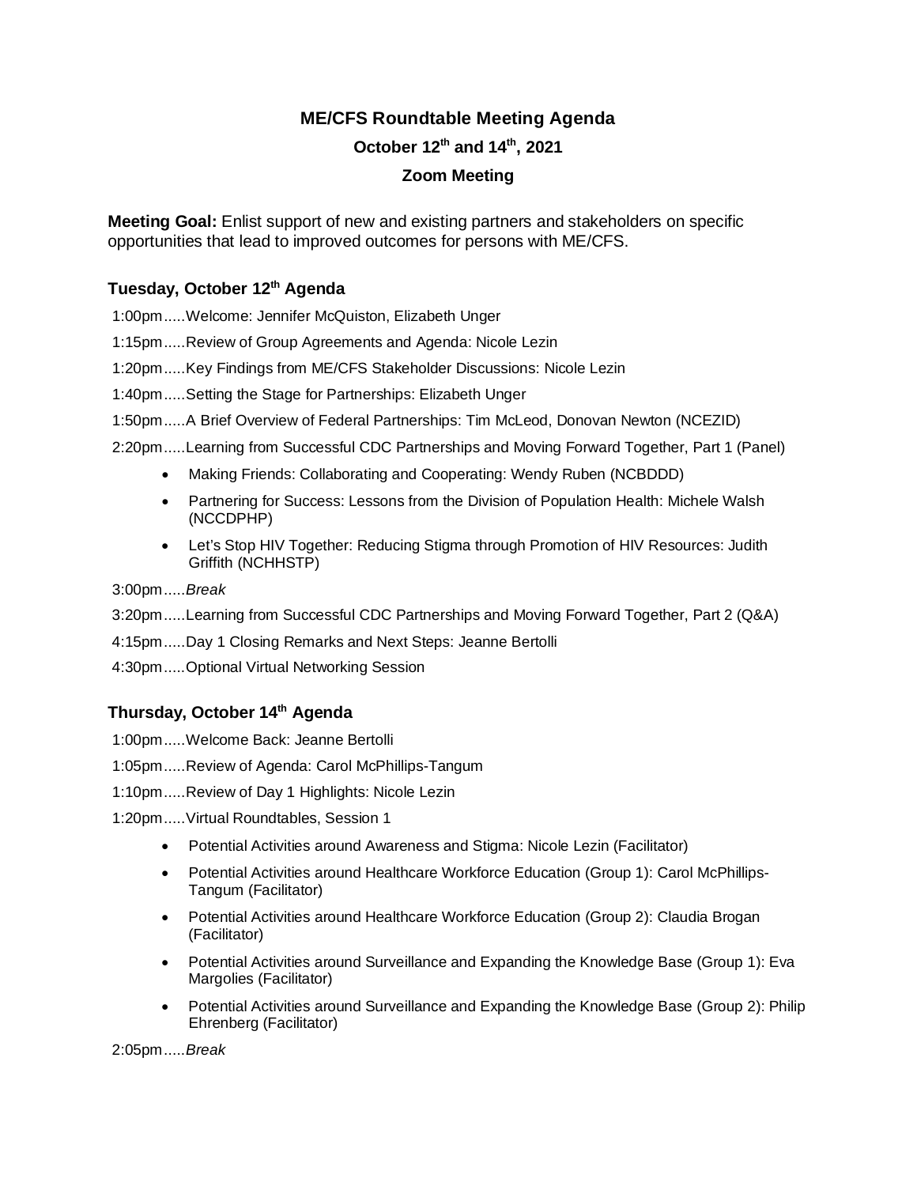# ME/CFS Roundtable Meeting Agenda

## October 12th and 14th, 2021

## Zoom Meeting

**Meeting Goal:** Enlist support of new and existing partners and stakeholders on specific opportunities that lead to improved outcomes for persons with ME/CFS.

### Tuesday, October 12th Agenda

1:00pm.....Welcome: Jennifer McQuiston, Elizabeth Unger

1:15pm.....Review of Group Agreements and Agenda: Nicole Lezin

1:20pm.....Key Findings from ME/CFS Stakeholder Discussions: Nicole Lezin

1:40pm.....Setting the Stage for Partnerships: Elizabeth Unger

1:50pm.....A Brief Overview of Federal Partnerships: Tim McLeod, Donovan Newton (NCEZID)

2:20pm.....Learning from Successful CDC Partnerships and Moving Forward Together, Part 1 (Panel)

- Making Friends: Collaborating and Cooperating: Wendy Ruben (NCBDDD)
- Partnering for Success: Lessons from the Division of Population Health: Michele Walsh (NCCDPHP)
- Let's Stop HIV Together: Reducing Stigma through Promotion of HIV Resources: Judith Griffith (NCHHSTP)

3:00pm.....*Break*

3:20pm.....Learning from Successful CDC Partnerships and Moving Forward Together, Part 2 (Q&A)

4:15pm.....Day 1 Closing Remarks and Next Steps: Jeanne Bertolli

4:30pm.....Optional Virtual Networking Session

### Thursday, October 14th Agenda

1:00pm.....Welcome Back: Jeanne Bertolli

1:05pm.....Review of Agenda: Carol McPhillips-Tangum

1:10pm.....Review of Day 1 Highlights: Nicole Lezin

1:20pm.....Virtual Roundtables, Session 1

- Potential Activities around Awareness and Stigma: Nicole Lezin (Facilitator)
- Potential Activities around Healthcare Workforce Education (Group 1): Carol McPhillips-Tangum (Facilitator)
- Potential Activities around Healthcare Workforce Education (Group 2): Claudia Brogan (Facilitator)
- Potential Activities around Surveillance and Expanding the Knowledge Base (Group 1): Eva Margolies (Facilitator)
- Potential Activities around Surveillance and Expanding the Knowledge Base (Group 2): Philip Ehrenberg (Facilitator)

2:05pm.....*Break*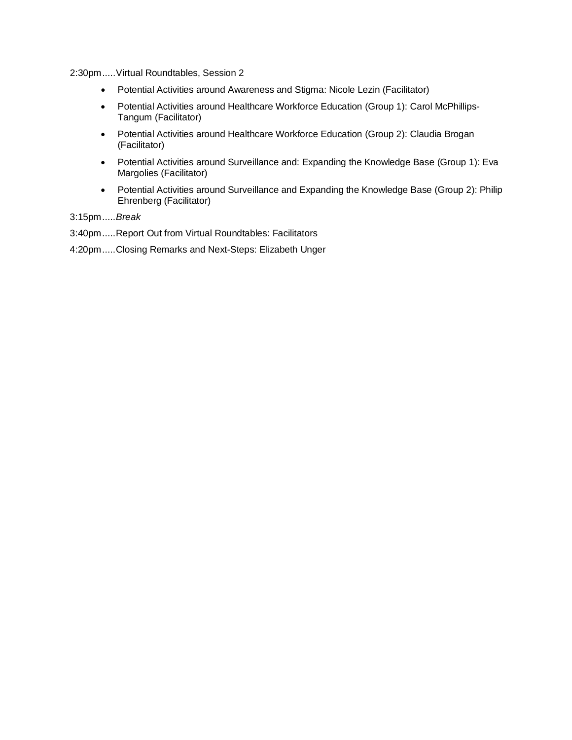2:30pm.....Virtual Roundtables, Session 2

- Potential Activities around Awareness and Stigma: Nicole Lezin (Facilitator)
- Potential Activities around Healthcare Workforce Education (Group 1): Carol McPhillips-Tangum (Facilitator)
- Potential Activities around Healthcare Workforce Education (Group 2): Claudia Brogan (Facilitator)
- Potential Activities around Surveillance and: Expanding the Knowledge Base (Group 1): Eva Margolies (Facilitator)
- Potential Activities around Surveillance and Expanding the Knowledge Base (Group 2): Philip Ehrenberg (Facilitator)

3:15pm.....*Break*

3:40pm.....Report Out from Virtual Roundtables: Facilitators

4:20pm.....Closing Remarks and Next-Steps: Elizabeth Unger